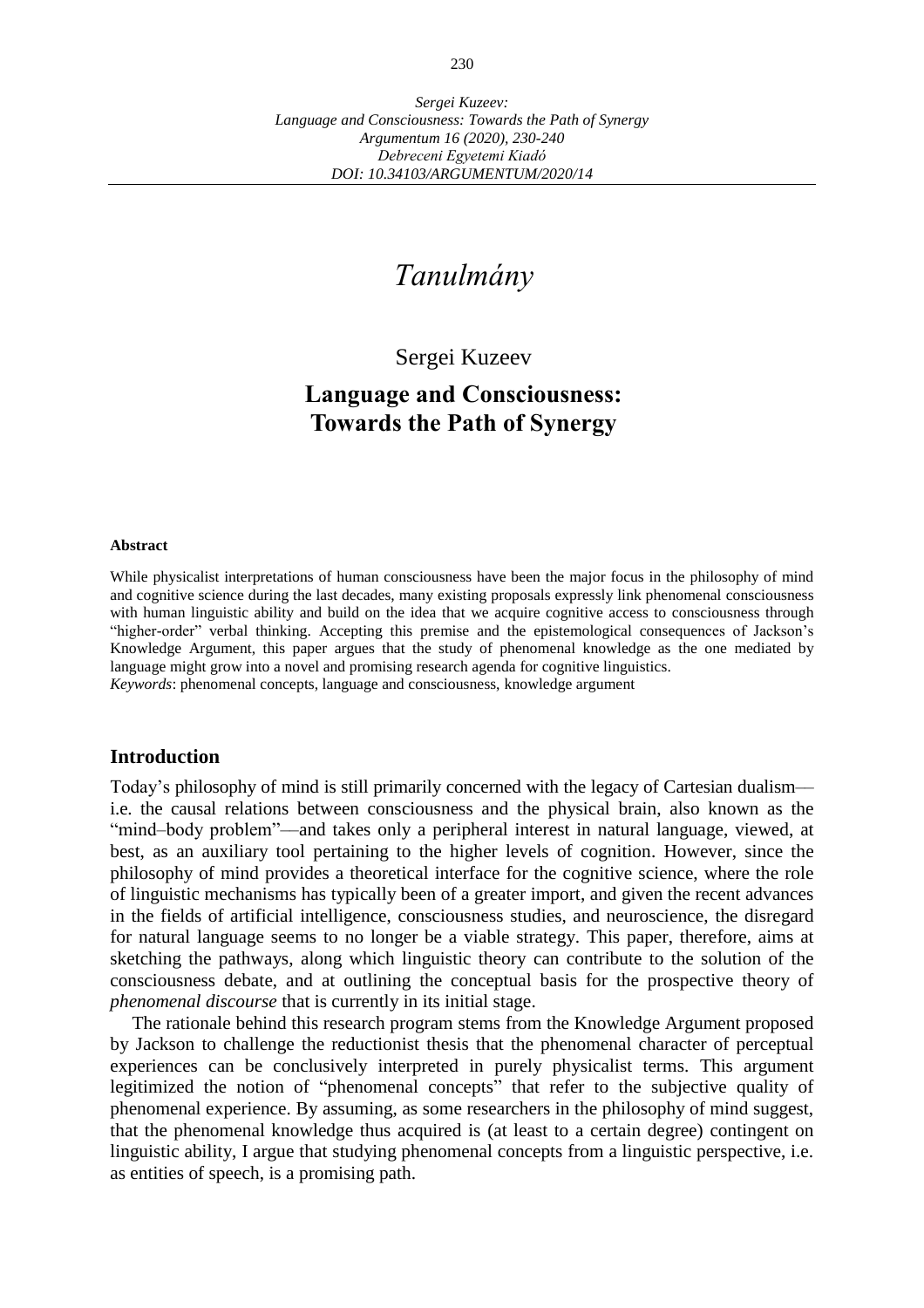*Sergei Kuzeev:*
*Language and Consciousness: Towards the Path of Synergy*
*Argumentum 16 (2020), 230-240*
*Debreceni Egyetemi Kiadó*
*DOI: 10.34103/ARGUMENTUM/2020/14*

# *Tanulmány*

Sergei Kuzeev

# Language and Consciousness: Towards the Path of Synergy

**Abstract**

While physicalist interpretations of human consciousness have been the major focus in the philosophy of mind and cognitive science during the last decades, many existing proposals expressly link phenomenal consciousness with human linguistic ability and build on the idea that we acquire cognitive access to consciousness through "higher-order" verbal thinking. Accepting this premise and the epistemological consequences of Jackson's Knowledge Argument, this paper argues that the study of phenomenal knowledge as the one mediated by language might grow into a novel and promising research agenda for cognitive linguistics.
*Keywords*: phenomenal concepts, language and consciousness, knowledge argument

## Introduction

Today's philosophy of mind is still primarily concerned with the legacy of Cartesian dualism—i.e. the causal relations between consciousness and the physical brain, also known as the "mind–body problem"—and takes only a peripheral interest in natural language, viewed, at best, as an auxiliary tool pertaining to the higher levels of cognition. However, since the philosophy of mind provides a theoretical interface for the cognitive science, where the role of linguistic mechanisms has typically been of a greater import, and given the recent advances in the fields of artificial intelligence, consciousness studies, and neuroscience, the disregard for natural language seems to no longer be a viable strategy. This paper, therefore, aims at sketching the pathways, along which linguistic theory can contribute to the solution of the consciousness debate, and at outlining the conceptual basis for the prospective theory of *phenomenal discourse* that is currently in its initial stage.

The rationale behind this research program stems from the Knowledge Argument proposed by Jackson to challenge the reductionist thesis that the phenomenal character of perceptual experiences can be conclusively interpreted in purely physicalist terms. This argument legitimized the notion of "phenomenal concepts" that refer to the subjective quality of phenomenal experience. By assuming, as some researchers in the philosophy of mind suggest, that the phenomenal knowledge thus acquired is (at least to a certain degree) contingent on linguistic ability, I argue that studying phenomenal concepts from a linguistic perspective, i.e. as entities of speech, is a promising path.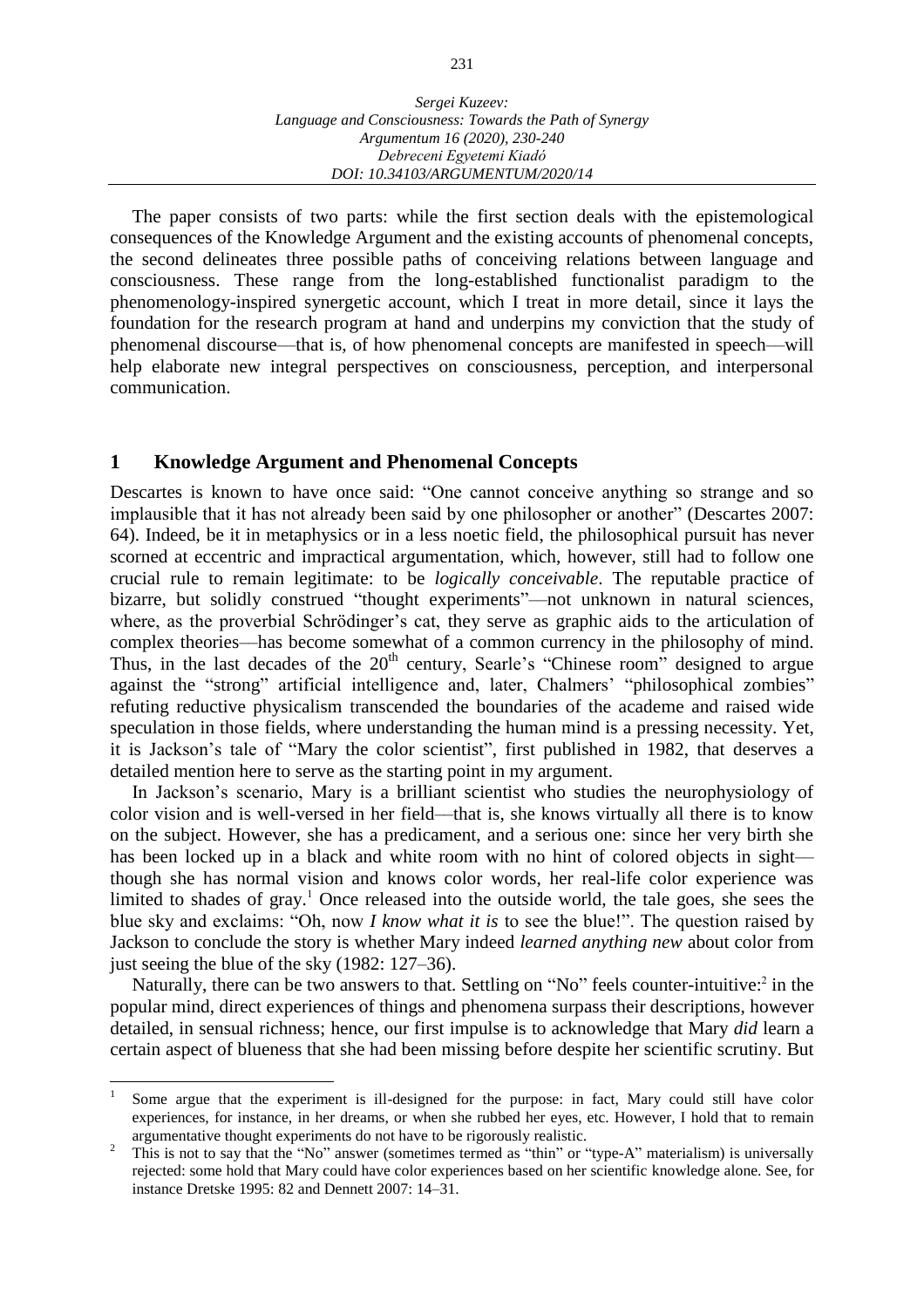The paper consists of two parts: while the first section deals with the epistemological consequences of the Knowledge Argument and the existing accounts of phenomenal concepts, the second delineates three possible paths of conceiving relations between language and consciousness. These range from the long-established functionalist paradigm to the phenomenology-inspired synergetic account, which I treat in more detail, since it lays the foundation for the research program at hand and underpins my conviction that the study of phenomenal discourse—that is, of how phenomenal concepts are manifested in speech—will help elaborate new integral perspectives on consciousness, perception, and interpersonal communication.

## 1 Knowledge Argument and Phenomenal Concepts

Descartes is known to have once said: "One cannot conceive anything so strange and so implausible that it has not already been said by one philosopher or another" (Descartes 2007: 64). Indeed, be it in metaphysics or in a less noetic field, the philosophical pursuit has never scorned at eccentric and impractical argumentation, which, however, still had to follow one crucial rule to remain legitimate: to be *logically conceivable*. The reputable practice of bizarre, but solidly construed "thought experiments"—not unknown in natural sciences, where, as the proverbial Schrödinger's cat, they serve as graphic aids to the articulation of complex theories—has become somewhat of a common currency in the philosophy of mind. Thus, in the last decades of the 20th century, Searle's "Chinese room" designed to argue against the "strong" artificial intelligence and, later, Chalmers' "philosophical zombies" refuting reductive physicalism transcended the boundaries of the academe and raised wide speculation in those fields, where understanding the human mind is a pressing necessity. Yet, it is Jackson's tale of "Mary the color scientist", first published in 1982, that deserves a detailed mention here to serve as the starting point in my argument.

In Jackson's scenario, Mary is a brilliant scientist who studies the neurophysiology of color vision and is well-versed in her field—that is, she knows virtually all there is to know on the subject. However, she has a predicament, and a serious one: since her very birth she has been locked up in a black and white room with no hint of colored objects in sight—though she has normal vision and knows color words, her real-life color experience was limited to shades of gray.[1] Once released into the outside world, the tale goes, she sees the blue sky and exclaims: "Oh, now *I know what it is* to see the blue!". The question raised by Jackson to conclude the story is whether Mary indeed *learned anything new* about color from just seeing the blue of the sky (1982: 127–36).

Naturally, there can be two answers to that. Settling on "No" feels counter-intuitive:[2] in the popular mind, direct experiences of things and phenomena surpass their descriptions, however detailed, in sensual richness; hence, our first impulse is to acknowledge that Mary *did* learn a certain aspect of blueness that she had been missing before despite her scientific scrutiny. But

[1] Some argue that the experiment is ill-designed for the purpose: in fact, Mary could still have color experiences, for instance, in her dreams, or when she rubbed her eyes, etc. However, I hold that to remain argumentative thought experiments do not have to be rigorously realistic.

[2] This is not to say that the "No" answer (sometimes termed as "thin" or "type-A" materialism) is universally rejected: some hold that Mary could have color experiences based on her scientific knowledge alone. See, for instance Dretske 1995: 82 and Dennett 2007: 14–31.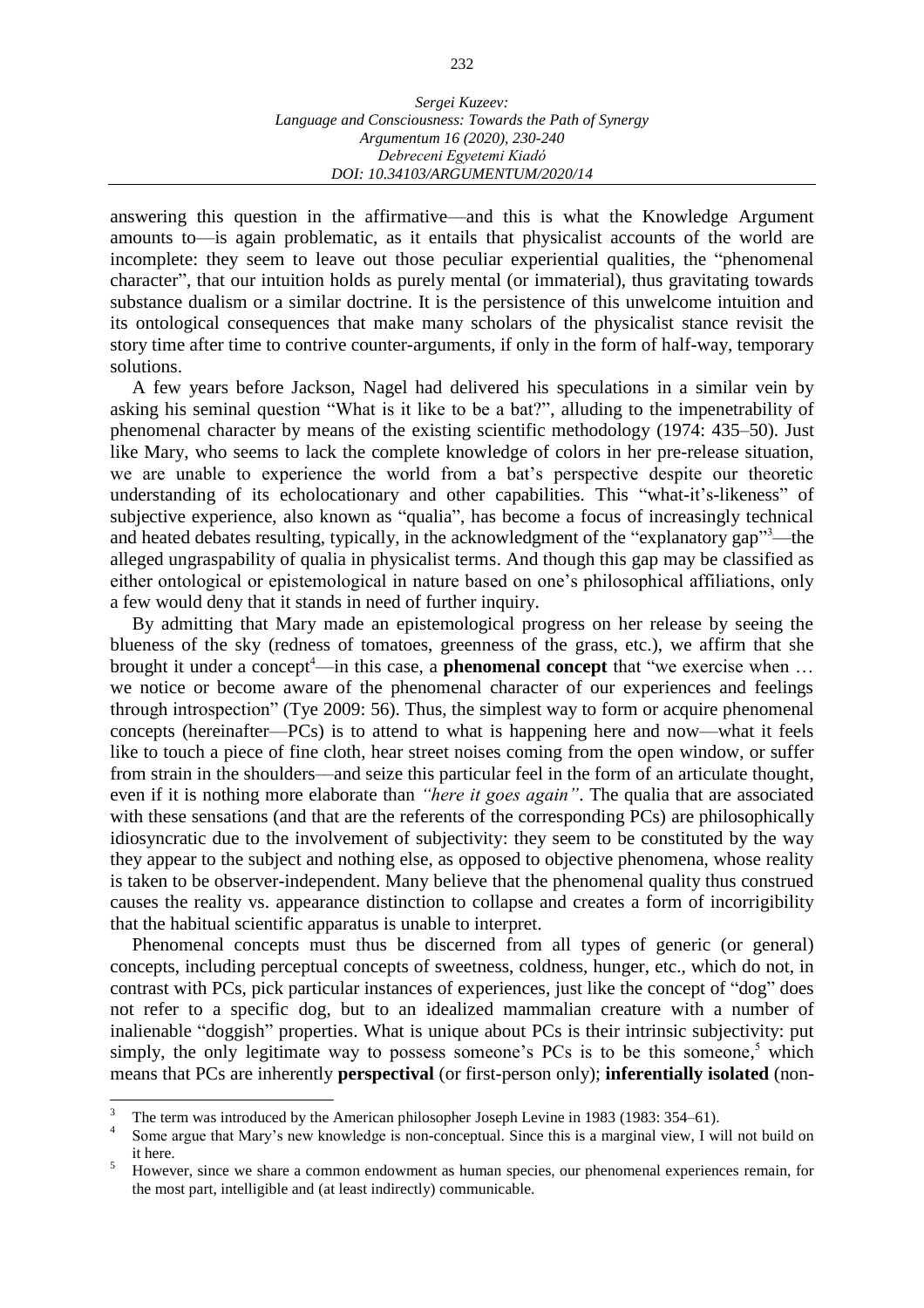answering this question in the affirmative—and this is what the Knowledge Argument amounts to—is again problematic, as it entails that physicalist accounts of the world are incomplete: they seem to leave out those peculiar experiential qualities, the "phenomenal character", that our intuition holds as purely mental (or immaterial), thus gravitating towards substance dualism or a similar doctrine. It is the persistence of this unwelcome intuition and its ontological consequences that make many scholars of the physicalist stance revisit the story time after time to contrive counter-arguments, if only in the form of half-way, temporary solutions.

A few years before Jackson, Nagel had delivered his speculations in a similar vein by asking his seminal question "What is it like to be a bat?", alluding to the impenetrability of phenomenal character by means of the existing scientific methodology (1974: 435–50). Just like Mary, who seems to lack the complete knowledge of colors in her pre-release situation, we are unable to experience the world from a bat's perspective despite our theoretic understanding of its echolocationary and other capabilities. This "what-it's-likeness" of subjective experience, also known as "qualia", has become a focus of increasingly technical and heated debates resulting, typically, in the acknowledgment of the "explanatory gap"[3]—the alleged ungraspability of qualia in physicalist terms. And though this gap may be classified as either ontological or epistemological in nature based on one's philosophical affiliations, only a few would deny that it stands in need of further inquiry.

By admitting that Mary made an epistemological progress on her release by seeing the blueness of the sky (redness of tomatoes, greenness of the grass, etc.), we affirm that she brought it under a concept[4]—in this case, a **phenomenal concept** that "we exercise when … we notice or become aware of the phenomenal character of our experiences and feelings through introspection" (Tye 2009: 56). Thus, the simplest way to form or acquire phenomenal concepts (hereinafter—PCs) is to attend to what is happening here and now—what it feels like to touch a piece of fine cloth, hear street noises coming from the open window, or suffer from strain in the shoulders—and seize this particular feel in the form of an articulate thought, even if it is nothing more elaborate than *"here it goes again"*. The qualia that are associated with these sensations (and that are the referents of the corresponding PCs) are philosophically idiosyncratic due to the involvement of subjectivity: they seem to be constituted by the way they appear to the subject and nothing else, as opposed to objective phenomena, whose reality is taken to be observer-independent. Many believe that the phenomenal quality thus construed causes the reality vs. appearance distinction to collapse and creates a form of incorrigibility that the habitual scientific apparatus is unable to interpret.

Phenomenal concepts must thus be discerned from all types of generic (or general) concepts, including perceptual concepts of sweetness, coldness, hunger, etc., which do not, in contrast with PCs, pick particular instances of experiences, just like the concept of "dog" does not refer to a specific dog, but to an idealized mammalian creature with a number of inalienable "doggish" properties. What is unique about PCs is their intrinsic subjectivity: put simply, the only legitimate way to possess someone's PCs is to be this someone,[5] which means that PCs are inherently **perspectival** (or first-person only); **inferentially isolated** (non-

---

[3] The term was introduced by the American philosopher Joseph Levine in 1983 (1983: 354–61).

[4] Some argue that Mary's new knowledge is non-conceptual. Since this is a marginal view, I will not build on it here.

[5] However, since we share a common endowment as human species, our phenomenal experiences remain, for the most part, intelligible and (at least indirectly) communicable.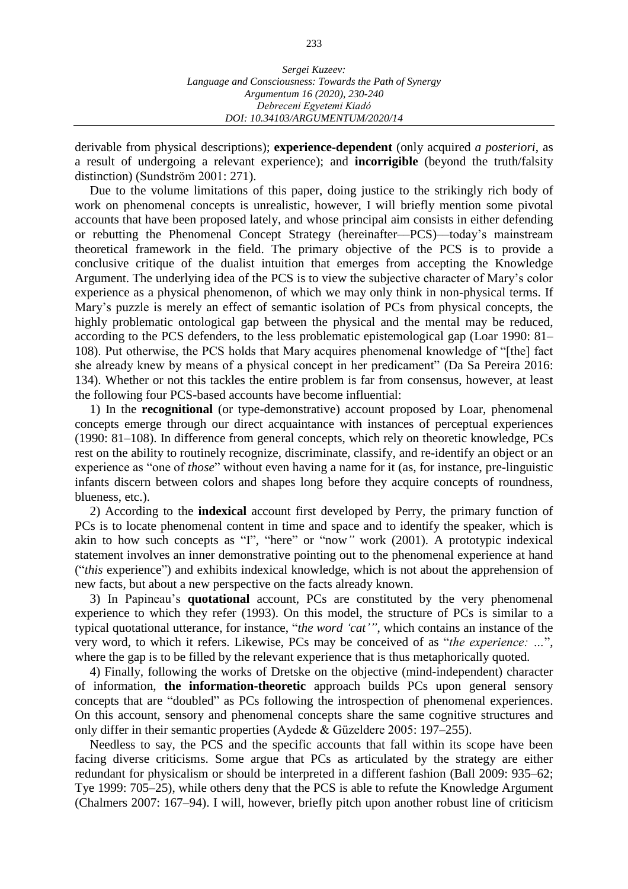derivable from physical descriptions); **experience-dependent** (only acquired *a posteriori*, as a result of undergoing a relevant experience); and **incorrigible** (beyond the truth/falsity distinction) (Sundström 2001: 271).

Due to the volume limitations of this paper, doing justice to the strikingly rich body of work on phenomenal concepts is unrealistic, however, I will briefly mention some pivotal accounts that have been proposed lately, and whose principal aim consists in either defending or rebutting the Phenomenal Concept Strategy (hereinafter—PCS)—today's mainstream theoretical framework in the field. The primary objective of the PCS is to provide a conclusive critique of the dualist intuition that emerges from accepting the Knowledge Argument. The underlying idea of the PCS is to view the subjective character of Mary's color experience as a physical phenomenon, of which we may only think in non-physical terms. If Mary's puzzle is merely an effect of semantic isolation of PCs from physical concepts, the highly problematic ontological gap between the physical and the mental may be reduced, according to the PCS defenders, to the less problematic epistemological gap (Loar 1990: 81–108). Put otherwise, the PCS holds that Mary acquires phenomenal knowledge of "[the] fact she already knew by means of a physical concept in her predicament" (Da Sa Pereira 2016: 134). Whether or not this tackles the entire problem is far from consensus, however, at least the following four PCS-based accounts have become influential:

1) In the **recognitional** (or type-demonstrative) account proposed by Loar, phenomenal concepts emerge through our direct acquaintance with instances of perceptual experiences (1990: 81–108). In difference from general concepts, which rely on theoretic knowledge, PCs rest on the ability to routinely recognize, discriminate, classify, and re-identify an object or an experience as "one of *those*" without even having a name for it (as, for instance, pre-linguistic infants discern between colors and shapes long before they acquire concepts of roundness, blueness, etc.).

2) According to the **indexical** account first developed by Perry, the primary function of PCs is to locate phenomenal content in time and space and to identify the speaker, which is akin to how such concepts as "I", "here" or "now*"* work (2001). A prototypic indexical statement involves an inner demonstrative pointing out to the phenomenal experience at hand ("*this* experience") and exhibits indexical knowledge, which is not about the apprehension of new facts, but about a new perspective on the facts already known.

3) In Papineau's **quotational** account, PCs are constituted by the very phenomenal experience to which they refer (1993). On this model, the structure of PCs is similar to a typical quotational utterance, for instance, "*the word 'cat'"*, which contains an instance of the very word, to which it refers. Likewise, PCs may be conceived of as "*the experience: …*", where the gap is to be filled by the relevant experience that is thus metaphorically quoted.

4) Finally, following the works of Dretske on the objective (mind-independent) character of information, **the information-theoretic** approach builds PCs upon general sensory concepts that are "doubled" as PCs following the introspection of phenomenal experiences. On this account, sensory and phenomenal concepts share the same cognitive structures and only differ in their semantic properties (Aydede & Güzeldere 2005: 197–255).

Needless to say, the PCS and the specific accounts that fall within its scope have been facing diverse criticisms. Some argue that PCs as articulated by the strategy are either redundant for physicalism or should be interpreted in a different fashion (Ball 2009: 935–62; Tye 1999: 705–25), while others deny that the PCS is able to refute the Knowledge Argument (Chalmers 2007: 167–94). I will, however, briefly pitch upon another robust line of criticism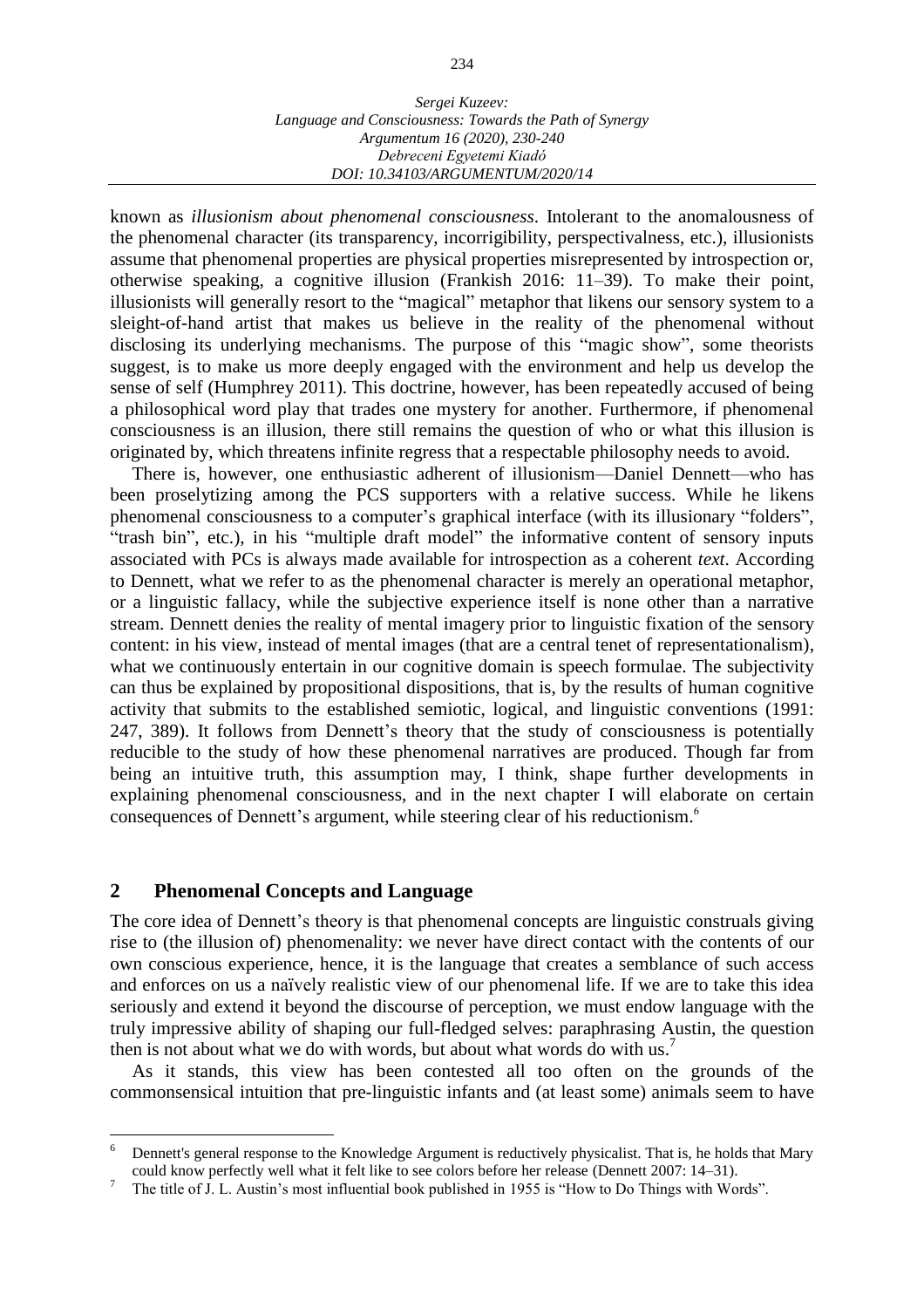known as *illusionism about phenomenal consciousness*. Intolerant to the anomalousness of the phenomenal character (its transparency, incorrigibility, perspectivalness, etc.), illusionists assume that phenomenal properties are physical properties misrepresented by introspection or, otherwise speaking, a cognitive illusion (Frankish 2016: 11–39). To make their point, illusionists will generally resort to the "magical" metaphor that likens our sensory system to a sleight-of-hand artist that makes us believe in the reality of the phenomenal without disclosing its underlying mechanisms. The purpose of this "magic show", some theorists suggest, is to make us more deeply engaged with the environment and help us develop the sense of self (Humphrey 2011). This doctrine, however, has been repeatedly accused of being a philosophical word play that trades one mystery for another. Furthermore, if phenomenal consciousness is an illusion, there still remains the question of who or what this illusion is originated by, which threatens infinite regress that a respectable philosophy needs to avoid.

There is, however, one enthusiastic adherent of illusionism—Daniel Dennett—who has been proselytizing among the PCS supporters with a relative success. While he likens phenomenal consciousness to a computer's graphical interface (with its illusionary "folders", "trash bin", etc.), in his "multiple draft model" the informative content of sensory inputs associated with PCs is always made available for introspection as a coherent *text*. According to Dennett, what we refer to as the phenomenal character is merely an operational metaphor, or a linguistic fallacy, while the subjective experience itself is none other than a narrative stream. Dennett denies the reality of mental imagery prior to linguistic fixation of the sensory content: in his view, instead of mental images (that are a central tenet of representationalism), what we continuously entertain in our cognitive domain is speech formulae. The subjectivity can thus be explained by propositional dispositions, that is, by the results of human cognitive activity that submits to the established semiotic, logical, and linguistic conventions (1991: 247, 389). It follows from Dennett's theory that the study of consciousness is potentially reducible to the study of how these phenomenal narratives are produced. Though far from being an intuitive truth, this assumption may, I think, shape further developments in explaining phenomenal consciousness, and in the next chapter I will elaborate on certain consequences of Dennett's argument, while steering clear of his reductionism.[6]

## 2 Phenomenal Concepts and Language

The core idea of Dennett's theory is that phenomenal concepts are linguistic construals giving rise to (the illusion of) phenomenality: we never have direct contact with the contents of our own conscious experience, hence, it is the language that creates a semblance of such access and enforces on us a naïvely realistic view of our phenomenal life. If we are to take this idea seriously and extend it beyond the discourse of perception, we must endow language with the truly impressive ability of shaping our full-fledged selves: paraphrasing Austin, the question then is not about what we do with words, but about what words do with us.[7]

As it stands, this view has been contested all too often on the grounds of the commonsensical intuition that pre-linguistic infants and (at least some) animals seem to have

[6] Dennett's general response to the Knowledge Argument is reductively physicalist. That is, he holds that Mary could know perfectly well what it felt like to see colors before her release (Dennett 2007: 14–31).

[7] The title of J. L. Austin's most influential book published in 1955 is "How to Do Things with Words".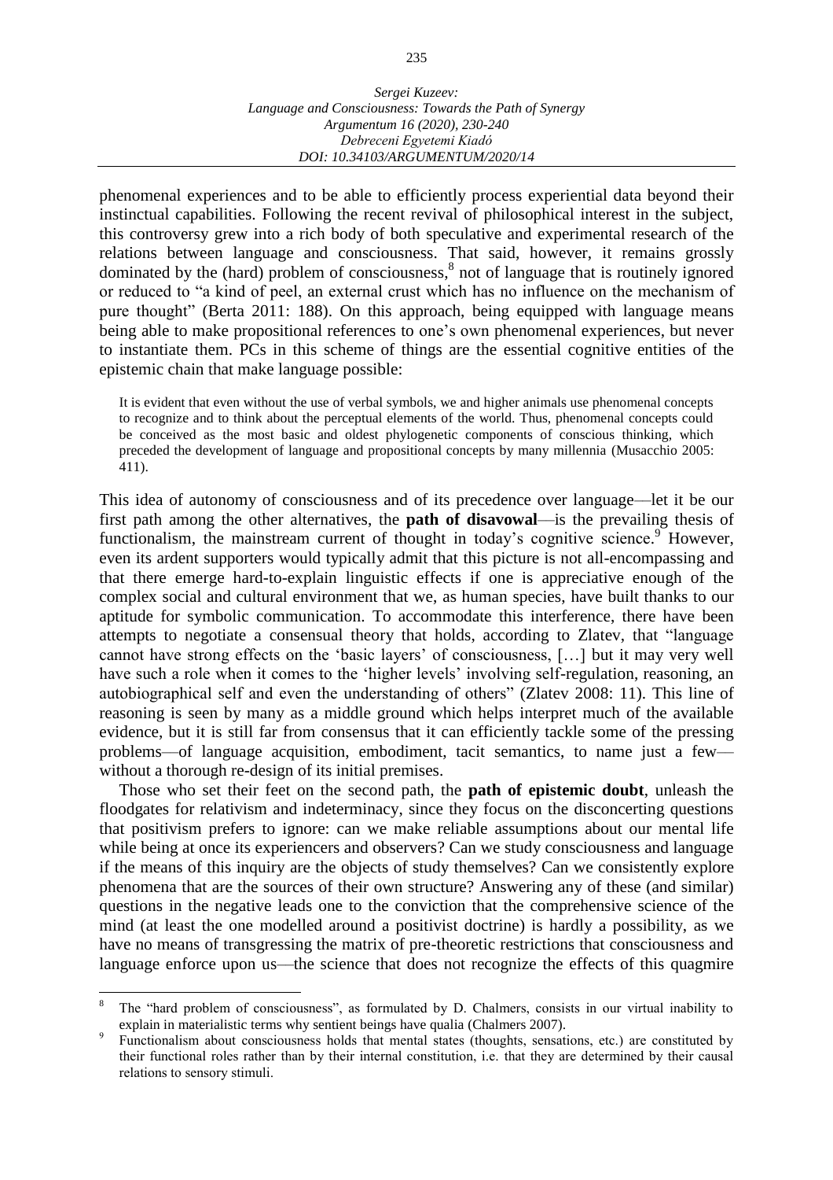phenomenal experiences and to be able to efficiently process experiential data beyond their instinctual capabilities. Following the recent revival of philosophical interest in the subject, this controversy grew into a rich body of both speculative and experimental research of the relations between language and consciousness. That said, however, it remains grossly dominated by the (hard) problem of consciousness,[8] not of language that is routinely ignored or reduced to "a kind of peel, an external crust which has no influence on the mechanism of pure thought" (Berta 2011: 188). On this approach, being equipped with language means being able to make propositional references to one's own phenomenal experiences, but never to instantiate them. PCs in this scheme of things are the essential cognitive entities of the epistemic chain that make language possible:

> It is evident that even without the use of verbal symbols, we and higher animals use phenomenal concepts to recognize and to think about the perceptual elements of the world. Thus, phenomenal concepts could be conceived as the most basic and oldest phylogenetic components of conscious thinking, which preceded the development of language and propositional concepts by many millennia (Musacchio 2005: 411).

This idea of autonomy of consciousness and of its precedence over language—let it be our first path among the other alternatives, the **path of disavowal**—is the prevailing thesis of functionalism, the mainstream current of thought in today's cognitive science.[9] However, even its ardent supporters would typically admit that this picture is not all-encompassing and that there emerge hard-to-explain linguistic effects if one is appreciative enough of the complex social and cultural environment that we, as human species, have built thanks to our aptitude for symbolic communication. To accommodate this interference, there have been attempts to negotiate a consensual theory that holds, according to Zlatev, that "language cannot have strong effects on the 'basic layers' of consciousness, […] but it may very well have such a role when it comes to the 'higher levels' involving self-regulation, reasoning, an autobiographical self and even the understanding of others" (Zlatev 2008: 11). This line of reasoning is seen by many as a middle ground which helps interpret much of the available evidence, but it is still far from consensus that it can efficiently tackle some of the pressing problems—of language acquisition, embodiment, tacit semantics, to name just a few—without a thorough re-design of its initial premises.

Those who set their feet on the second path, the **path of epistemic doubt**, unleash the floodgates for relativism and indeterminacy, since they focus on the disconcerting questions that positivism prefers to ignore: can we make reliable assumptions about our mental life while being at once its experiencers and observers? Can we study consciousness and language if the means of this inquiry are the objects of study themselves? Can we consistently explore phenomena that are the sources of their own structure? Answering any of these (and similar) questions in the negative leads one to the conviction that the comprehensive science of the mind (at least the one modelled around a positivist doctrine) is hardly a possibility, as we have no means of transgressing the matrix of pre-theoretic restrictions that consciousness and language enforce upon us—the science that does not recognize the effects of this quagmire

---

[8] The "hard problem of consciousness", as formulated by D. Chalmers, consists in our virtual inability to explain in materialistic terms why sentient beings have qualia (Chalmers 2007).

[9] Functionalism about consciousness holds that mental states (thoughts, sensations, etc.) are constituted by their functional roles rather than by their internal constitution, i.e. that they are determined by their causal relations to sensory stimuli.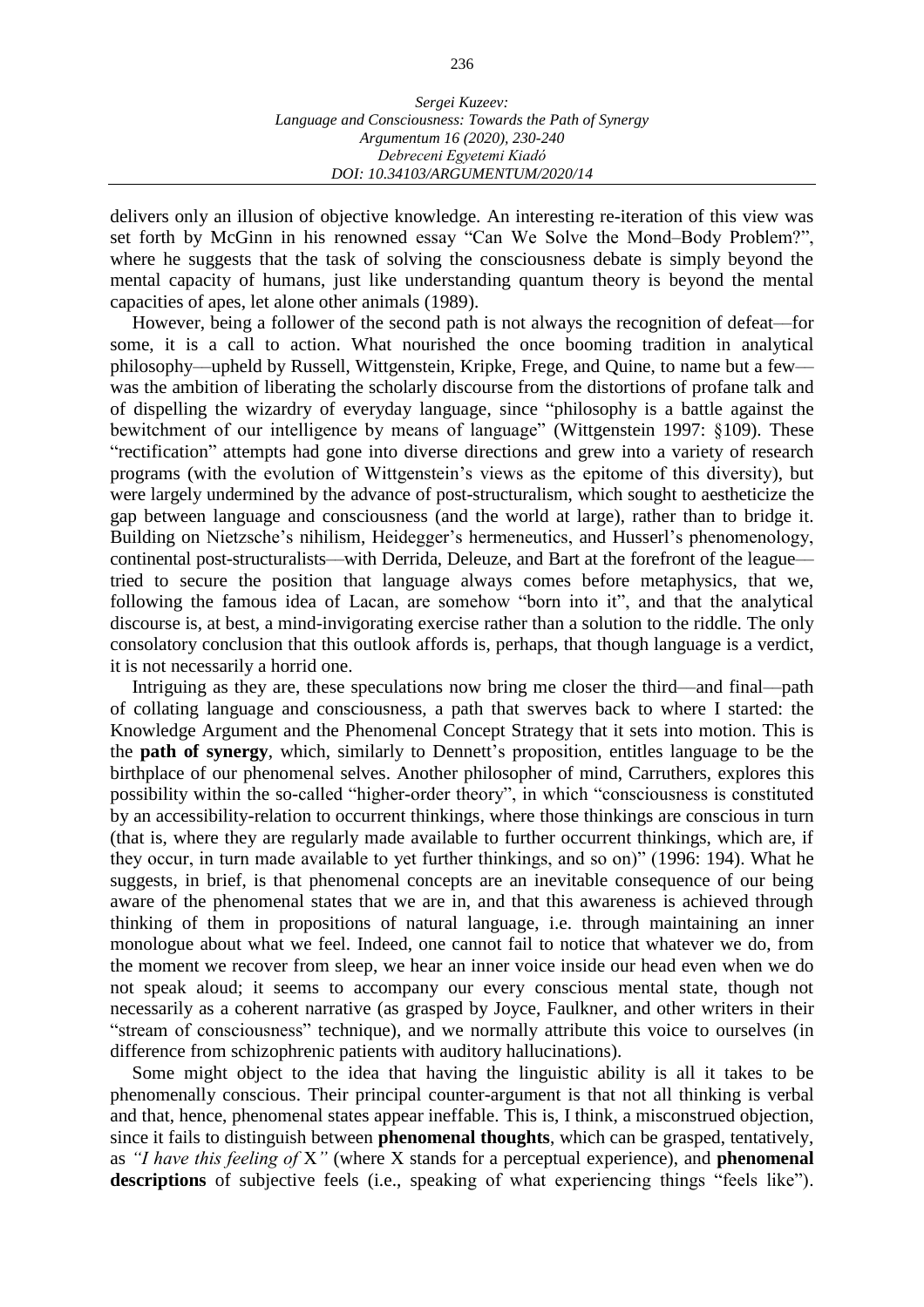delivers only an illusion of objective knowledge. An interesting re-iteration of this view was set forth by McGinn in his renowned essay "Can We Solve the Mond–Body Problem?", where he suggests that the task of solving the consciousness debate is simply beyond the mental capacity of humans, just like understanding quantum theory is beyond the mental capacities of apes, let alone other animals (1989).

However, being a follower of the second path is not always the recognition of defeat—for some, it is a call to action. What nourished the once booming tradition in analytical philosophy—upheld by Russell, Wittgenstein, Kripke, Frege, and Quine, to name but a few—was the ambition of liberating the scholarly discourse from the distortions of profane talk and of dispelling the wizardry of everyday language, since "philosophy is a battle against the bewitchment of our intelligence by means of language" (Wittgenstein 1997: §109). These "rectification" attempts had gone into diverse directions and grew into a variety of research programs (with the evolution of Wittgenstein's views as the epitome of this diversity), but were largely undermined by the advance of post-structuralism, which sought to aestheticize the gap between language and consciousness (and the world at large), rather than to bridge it. Building on Nietzsche's nihilism, Heidegger's hermeneutics, and Husserl's phenomenology, continental post-structuralists—with Derrida, Deleuze, and Bart at the forefront of the league—tried to secure the position that language always comes before metaphysics, that we, following the famous idea of Lacan, are somehow "born into it", and that the analytical discourse is, at best, a mind-invigorating exercise rather than a solution to the riddle. The only consolatory conclusion that this outlook affords is, perhaps, that though language is a verdict, it is not necessarily a horrid one.

Intriguing as they are, these speculations now bring me closer the third—and final—path of collating language and consciousness, a path that swerves back to where I started: the Knowledge Argument and the Phenomenal Concept Strategy that it sets into motion. This is the **path of synergy**, which, similarly to Dennett's proposition, entitles language to be the birthplace of our phenomenal selves. Another philosopher of mind, Carruthers, explores this possibility within the so-called "higher-order theory", in which "consciousness is constituted by an accessibility-relation to occurrent thinkings, where those thinkings are conscious in turn (that is, where they are regularly made available to further occurrent thinkings, which are, if they occur, in turn made available to yet further thinkings, and so on)" (1996: 194). What he suggests, in brief, is that phenomenal concepts are an inevitable consequence of our being aware of the phenomenal states that we are in, and that this awareness is achieved through thinking of them in propositions of natural language, i.e. through maintaining an inner monologue about what we feel. Indeed, one cannot fail to notice that whatever we do, from the moment we recover from sleep, we hear an inner voice inside our head even when we do not speak aloud; it seems to accompany our every conscious mental state, though not necessarily as a coherent narrative (as grasped by Joyce, Faulkner, and other writers in their "stream of consciousness" technique), and we normally attribute this voice to ourselves (in difference from schizophrenic patients with auditory hallucinations).

Some might object to the idea that having the linguistic ability is all it takes to be phenomenally conscious. Their principal counter-argument is that not all thinking is verbal and that, hence, phenomenal states appear ineffable. This is, I think, a misconstrued objection, since it fails to distinguish between **phenomenal thoughts**, which can be grasped, tentatively, as *"I have this feeling of X"* (where X stands for a perceptual experience), and **phenomenal descriptions** of subjective feels (i.e., speaking of what experiencing things "feels like").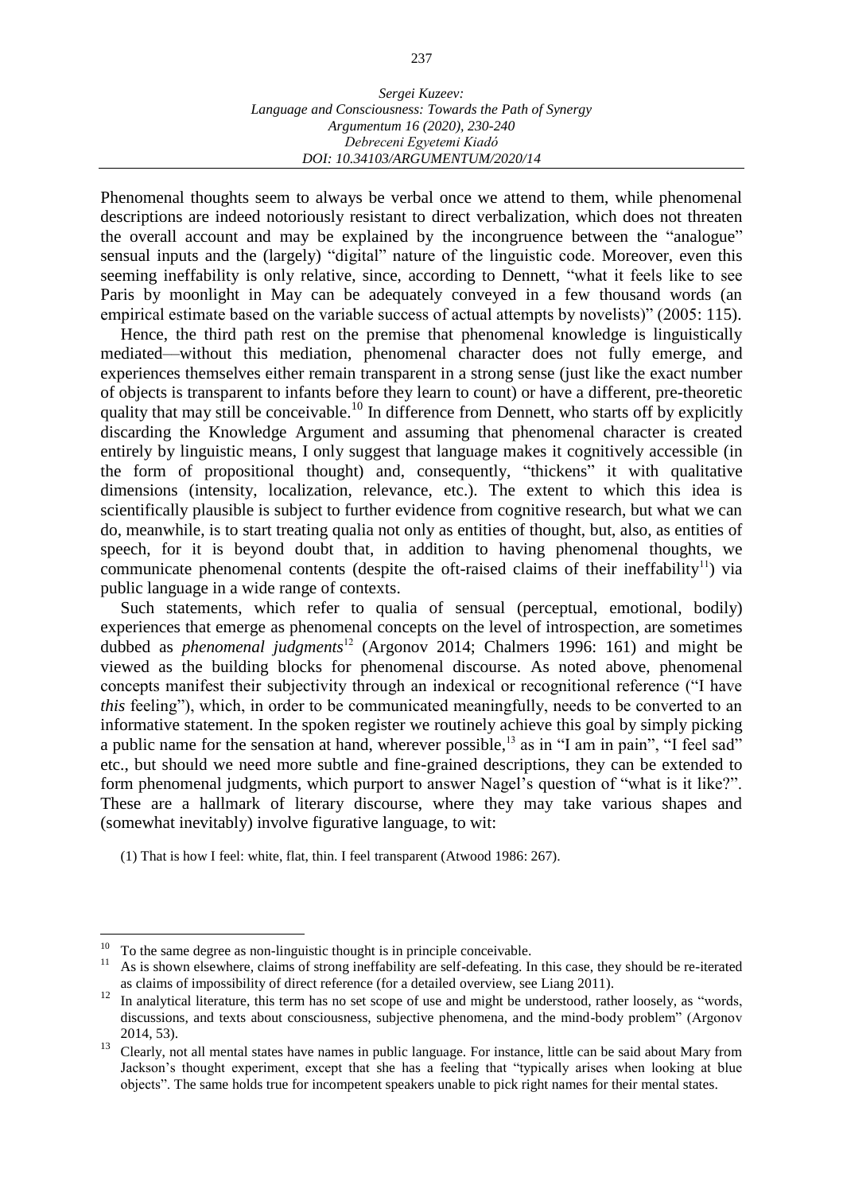Phenomenal thoughts seem to always be verbal once we attend to them, while phenomenal descriptions are indeed notoriously resistant to direct verbalization, which does not threaten the overall account and may be explained by the incongruence between the "analogue" sensual inputs and the (largely) "digital" nature of the linguistic code. Moreover, even this seeming ineffability is only relative, since, according to Dennett, "what it feels like to see Paris by moonlight in May can be adequately conveyed in a few thousand words (an empirical estimate based on the variable success of actual attempts by novelists)" (2005: 115).

Hence, the third path rest on the premise that phenomenal knowledge is linguistically mediated—without this mediation, phenomenal character does not fully emerge, and experiences themselves either remain transparent in a strong sense (just like the exact number of objects is transparent to infants before they learn to count) or have a different, pre-theoretic quality that may still be conceivable.[10] In difference from Dennett, who starts off by explicitly discarding the Knowledge Argument and assuming that phenomenal character is created entirely by linguistic means, I only suggest that language makes it cognitively accessible (in the form of propositional thought) and, consequently, "thickens" it with qualitative dimensions (intensity, localization, relevance, etc.). The extent to which this idea is scientifically plausible is subject to further evidence from cognitive research, but what we can do, meanwhile, is to start treating qualia not only as entities of thought, but, also, as entities of speech, for it is beyond doubt that, in addition to having phenomenal thoughts, we communicate phenomenal contents (despite the oft-raised claims of their ineffability[11]) via public language in a wide range of contexts.

Such statements, which refer to qualia of sensual (perceptual, emotional, bodily) experiences that emerge as phenomenal concepts on the level of introspection, are sometimes dubbed as *phenomenal judgments*[12] (Argonov 2014; Chalmers 1996: 161) and might be viewed as the building blocks for phenomenal discourse. As noted above, phenomenal concepts manifest their subjectivity through an indexical or recognitional reference ("I have *this* feeling"), which, in order to be communicated meaningfully, needs to be converted to an informative statement. In the spoken register we routinely achieve this goal by simply picking a public name for the sensation at hand, wherever possible,[13] as in "I am in pain", "I feel sad" etc., but should we need more subtle and fine-grained descriptions, they can be extended to form phenomenal judgments, which purport to answer Nagel's question of "what is it like?". These are a hallmark of literary discourse, where they may take various shapes and (somewhat inevitably) involve figurative language, to wit:

(1) That is how I feel: white, flat, thin. I feel transparent (Atwood 1986: 267).

---

[10] To the same degree as non-linguistic thought is in principle conceivable.

[11] As is shown elsewhere, claims of strong ineffability are self-defeating. In this case, they should be re-iterated as claims of impossibility of direct reference (for a detailed overview, see Liang 2011).

[12] In analytical literature, this term has no set scope of use and might be understood, rather loosely, as "words, discussions, and texts about consciousness, subjective phenomena, and the mind-body problem" (Argonov 2014, 53).

[13] Clearly, not all mental states have names in public language. For instance, little can be said about Mary from Jackson's thought experiment, except that she has a feeling that "typically arises when looking at blue objects". The same holds true for incompetent speakers unable to pick right names for their mental states.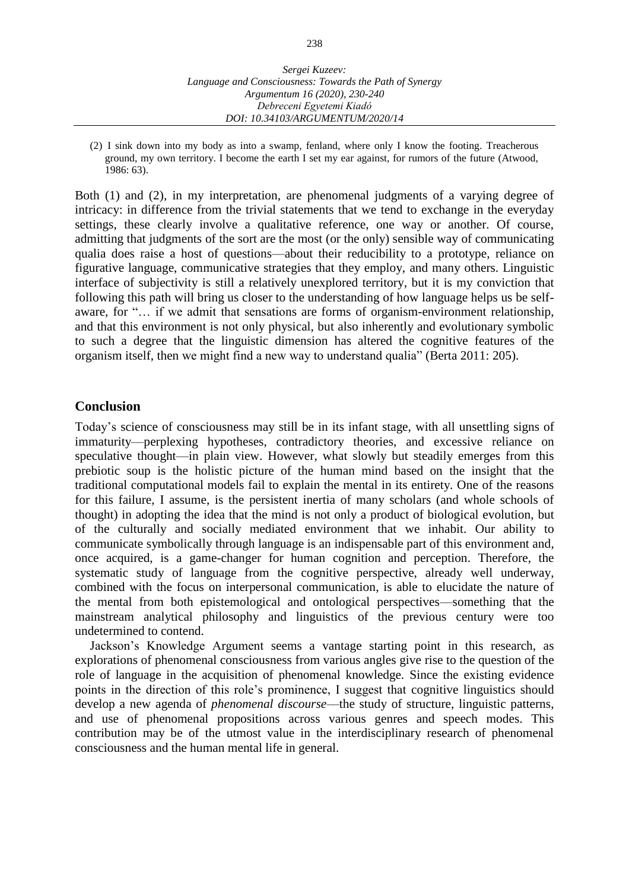(2) I sink down into my body as into a swamp, fenland, where only I know the footing. Treacherous ground, my own territory. I become the earth I set my ear against, for rumors of the future (Atwood, 1986: 63).

Both (1) and (2), in my interpretation, are phenomenal judgments of a varying degree of intricacy: in difference from the trivial statements that we tend to exchange in the everyday settings, these clearly involve a qualitative reference, one way or another. Of course, admitting that judgments of the sort are the most (or the only) sensible way of communicating qualia does raise a host of questions—about their reducibility to a prototype, reliance on figurative language, communicative strategies that they employ, and many others. Linguistic interface of subjectivity is still a relatively unexplored territory, but it is my conviction that following this path will bring us closer to the understanding of how language helps us be self-aware, for "… if we admit that sensations are forms of organism-environment relationship, and that this environment is not only physical, but also inherently and evolutionary symbolic to such a degree that the linguistic dimension has altered the cognitive features of the organism itself, then we might find a new way to understand qualia" (Berta 2011: 205).

## Conclusion

Today's science of consciousness may still be in its infant stage, with all unsettling signs of immaturity—perplexing hypotheses, contradictory theories, and excessive reliance on speculative thought—in plain view. However, what slowly but steadily emerges from this prebiotic soup is the holistic picture of the human mind based on the insight that the traditional computational models fail to explain the mental in its entirety. One of the reasons for this failure, I assume, is the persistent inertia of many scholars (and whole schools of thought) in adopting the idea that the mind is not only a product of biological evolution, but of the culturally and socially mediated environment that we inhabit. Our ability to communicate symbolically through language is an indispensable part of this environment and, once acquired, is a game-changer for human cognition and perception. Therefore, the systematic study of language from the cognitive perspective, already well underway, combined with the focus on interpersonal communication, is able to elucidate the nature of the mental from both epistemological and ontological perspectives—something that the mainstream analytical philosophy and linguistics of the previous century were too undetermined to contend.

Jackson's Knowledge Argument seems a vantage starting point in this research, as explorations of phenomenal consciousness from various angles give rise to the question of the role of language in the acquisition of phenomenal knowledge. Since the existing evidence points in the direction of this role's prominence, I suggest that cognitive linguistics should develop a new agenda of *phenomenal discourse*—the study of structure, linguistic patterns, and use of phenomenal propositions across various genres and speech modes. This contribution may be of the utmost value in the interdisciplinary research of phenomenal consciousness and the human mental life in general.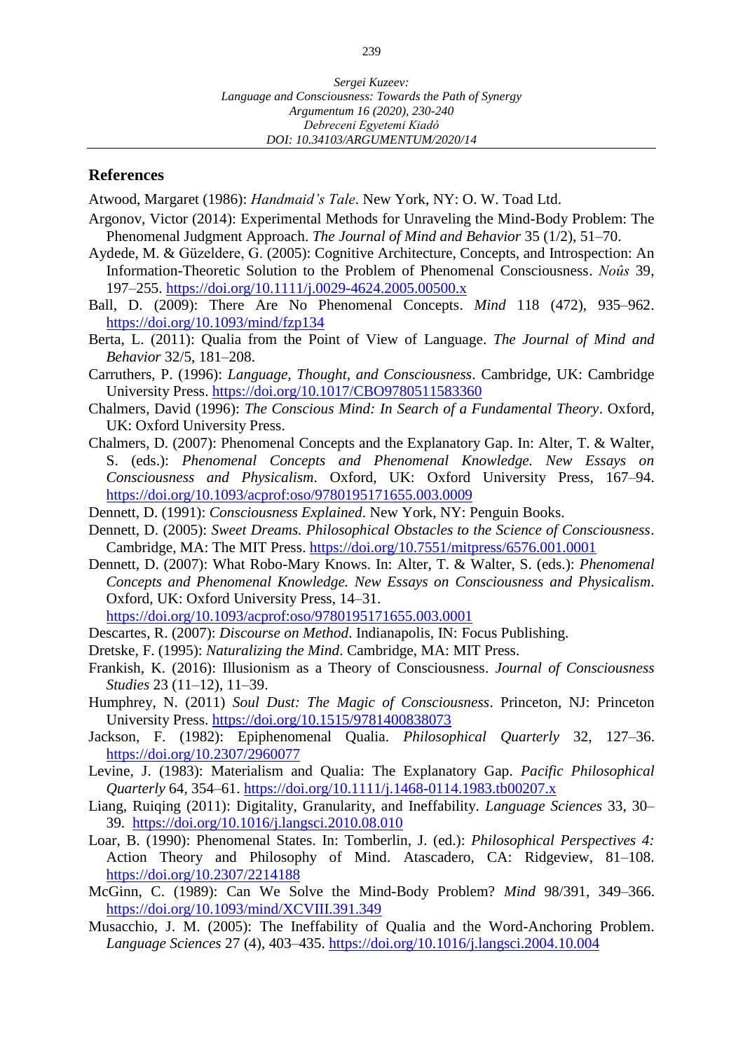## References

Atwood, Margaret (1986): *Handmaid's Tale*. New York, NY: O. W. Toad Ltd.

Argonov, Victor (2014): Experimental Methods for Unraveling the Mind-Body Problem: The Phenomenal Judgment Approach. *The Journal of Mind and Behavior* 35 (1/2), 51–70.

Aydede, M. & Güzeldere, G. (2005): Cognitive Architecture, Concepts, and Introspection: An Information-Theoretic Solution to the Problem of Phenomenal Consciousness. *Noûs* 39, 197–255. https://doi.org/10.1111/j.0029-4624.2005.00500.x

Ball, D. (2009): There Are No Phenomenal Concepts. *Mind* 118 (472), 935–962. https://doi.org/10.1093/mind/fzp134

Berta, L. (2011): Qualia from the Point of View of Language. *The Journal of Mind and Behavior* 32/5, 181–208.

Carruthers, P. (1996): *Language, Thought, and Consciousness*. Cambridge, UK: Cambridge University Press. https://doi.org/10.1017/CBO9780511583360

Chalmers, David (1996): *The Conscious Mind: In Search of a Fundamental Theory*. Oxford, UK: Oxford University Press.

Chalmers, D. (2007): Phenomenal Concepts and the Explanatory Gap. In: Alter, T. & Walter, S. (eds.): *Phenomenal Concepts and Phenomenal Knowledge. New Essays on Consciousness and Physicalism*. Oxford, UK: Oxford University Press, 167–94. https://doi.org/10.1093/acprof:oso/9780195171655.003.0009

Dennett, D. (1991): *Consciousness Explained*. New York, NY: Penguin Books.

Dennett, D. (2005): *Sweet Dreams. Philosophical Obstacles to the Science of Consciousness*. Cambridge, MA: The MIT Press. https://doi.org/10.7551/mitpress/6576.001.0001

Dennett, D. (2007): What Robo-Mary Knows. In: Alter, T. & Walter, S. (eds.): *Phenomenal Concepts and Phenomenal Knowledge. New Essays on Consciousness and Physicalism*. Oxford, UK: Oxford University Press, 14–31. https://doi.org/10.1093/acprof:oso/9780195171655.003.0001

Descartes, R. (2007): *Discourse on Method*. Indianapolis, IN: Focus Publishing.

Dretske, F. (1995): *Naturalizing the Mind*. Cambridge, MA: MIT Press.

Frankish, K. (2016): Illusionism as a Theory of Consciousness. *Journal of Consciousness Studies* 23 (11–12), 11–39.

Humphrey, N. (2011) *Soul Dust: The Magic of Consciousness*. Princeton, NJ: Princeton University Press. https://doi.org/10.1515/9781400838073

Jackson, F. (1982): Epiphenomenal Qualia. *Philosophical Quarterly* 32, 127–36. https://doi.org/10.2307/2960077

Levine, J. (1983): Materialism and Qualia: The Explanatory Gap. *Pacific Philosophical Quarterly* 64, 354–61. https://doi.org/10.1111/j.1468-0114.1983.tb00207.x

Liang, Ruiqing (2011): Digitality, Granularity, and Ineffability. *Language Sciences* 33, 30–39. https://doi.org/10.1016/j.langsci.2010.08.010

Loar, B. (1990): Phenomenal States. In: Tomberlin, J. (ed.): *Philosophical Perspectives 4:* Action Theory and Philosophy of Mind. Atascadero, CA: Ridgeview, 81–108. https://doi.org/10.2307/2214188

McGinn, C. (1989): Can We Solve the Mind-Body Problem? *Mind* 98/391, 349–366. https://doi.org/10.1093/mind/XCVIII.391.349

Musacchio, J. M. (2005): The Ineffability of Qualia and the Word-Anchoring Problem. *Language Sciences* 27 (4), 403–435. https://doi.org/10.1016/j.langsci.2004.10.004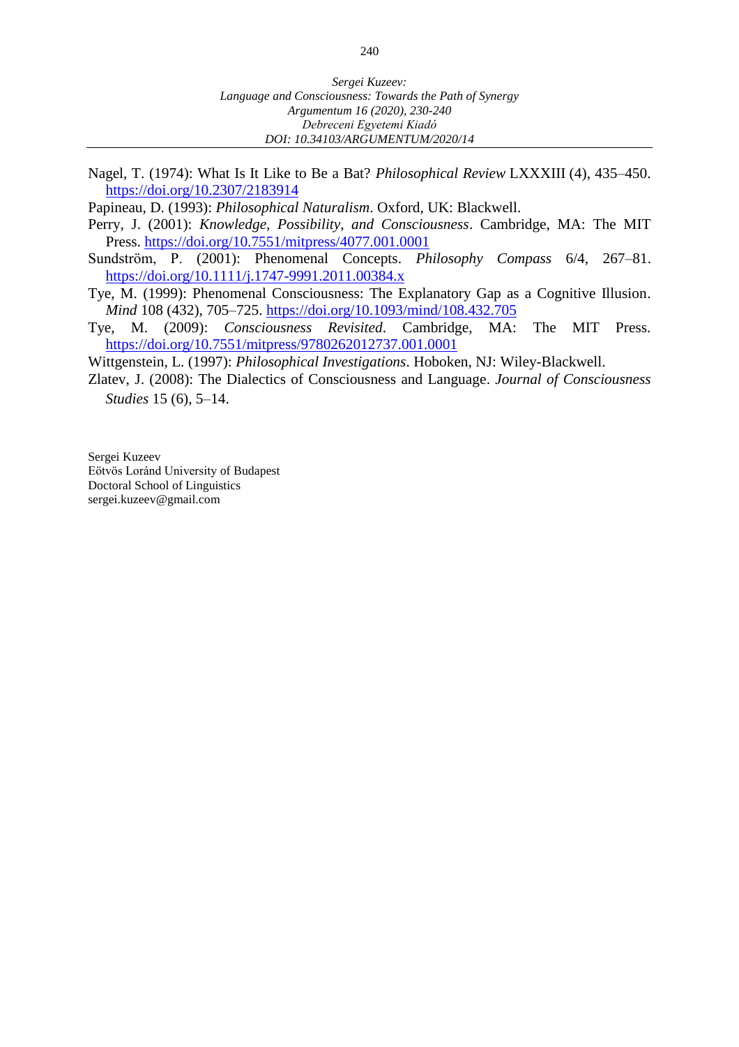Nagel, T. (1974): What Is It Like to Be a Bat? *Philosophical Review* LXXXIII (4), 435–450. https://doi.org/10.2307/2183914

Papineau, D. (1993): *Philosophical Naturalism*. Oxford, UK: Blackwell.

Perry, J. (2001): *Knowledge, Possibility, and Consciousness*. Cambridge, MA: The MIT Press. https://doi.org/10.7551/mitpress/4077.001.0001

Sundström, P. (2001): Phenomenal Concepts. *Philosophy Compass* 6/4, 267–81. https://doi.org/10.1111/j.1747-9991.2011.00384.x

Tye, M. (1999): Phenomenal Consciousness: The Explanatory Gap as a Cognitive Illusion. *Mind* 108 (432), 705–725. https://doi.org/10.1093/mind/108.432.705

Tye, M. (2009): *Consciousness Revisited*. Cambridge, MA: The MIT Press. https://doi.org/10.7551/mitpress/9780262012737.001.0001

Wittgenstein, L. (1997): *Philosophical Investigations*. Hoboken, NJ: Wiley-Blackwell.

Zlatev, J. (2008): The Dialectics of Consciousness and Language. *Journal of Consciousness Studies* 15 (6), 5–14.

Sergei Kuzeev
Eötvös Loránd University of Budapest
Doctoral School of Linguistics
sergei.kuzeev@gmail.com